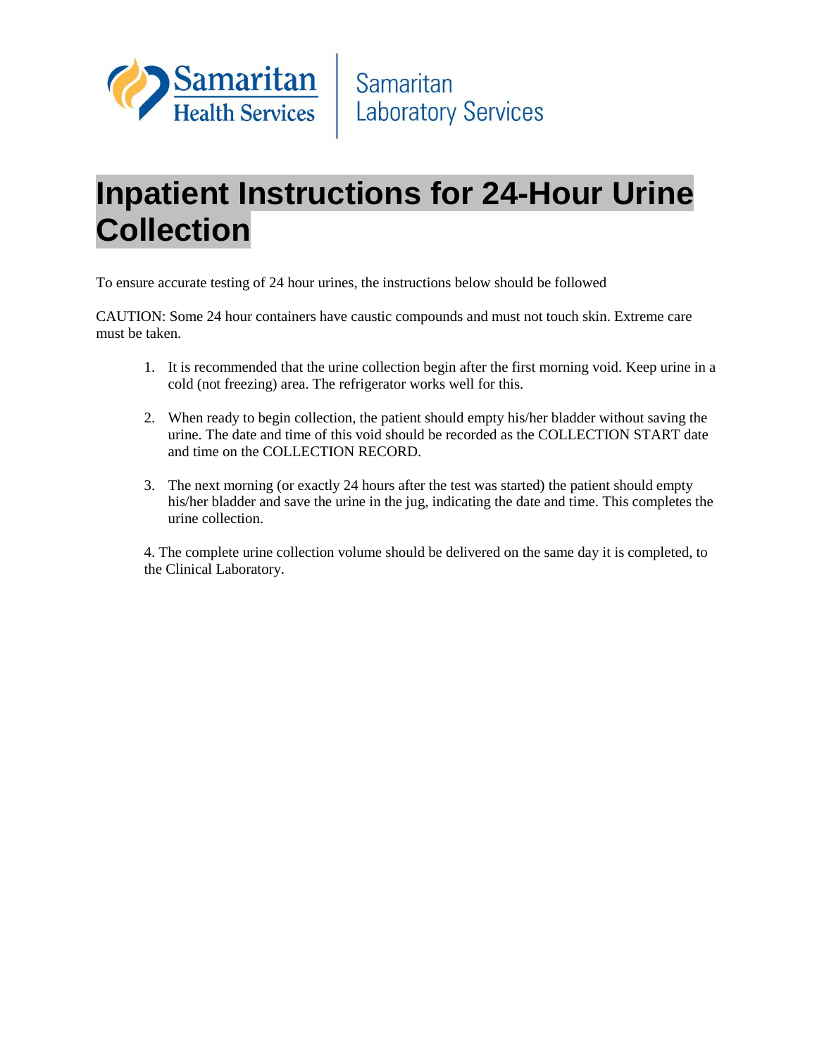Samaritan Health Services | Samaritan Laboratory Services

# Inpatient Instructions for 24-Hour Urine Collection

To ensure accurate testing of 24 hour urines, the instructions below should be followed

CAUTION: Some 24 hour containers have caustic compounds and must not touch skin. Extreme care must be taken.

1. It is recommended that the urine collection begin after the first morning void. Keep urine in a cold (not freezing) area. The refrigerator works well for this.

2. When ready to begin collection, the patient should empty his/her bladder without saving the urine. The date and time of this void should be recorded as the COLLECTION START date and time on the COLLECTION RECORD.

3. The next morning (or exactly 24 hours after the test was started) the patient should empty his/her bladder and save the urine in the jug, indicating the date and time. This completes the urine collection.

4. The complete urine collection volume should be delivered on the same day it is completed, to the Clinical Laboratory.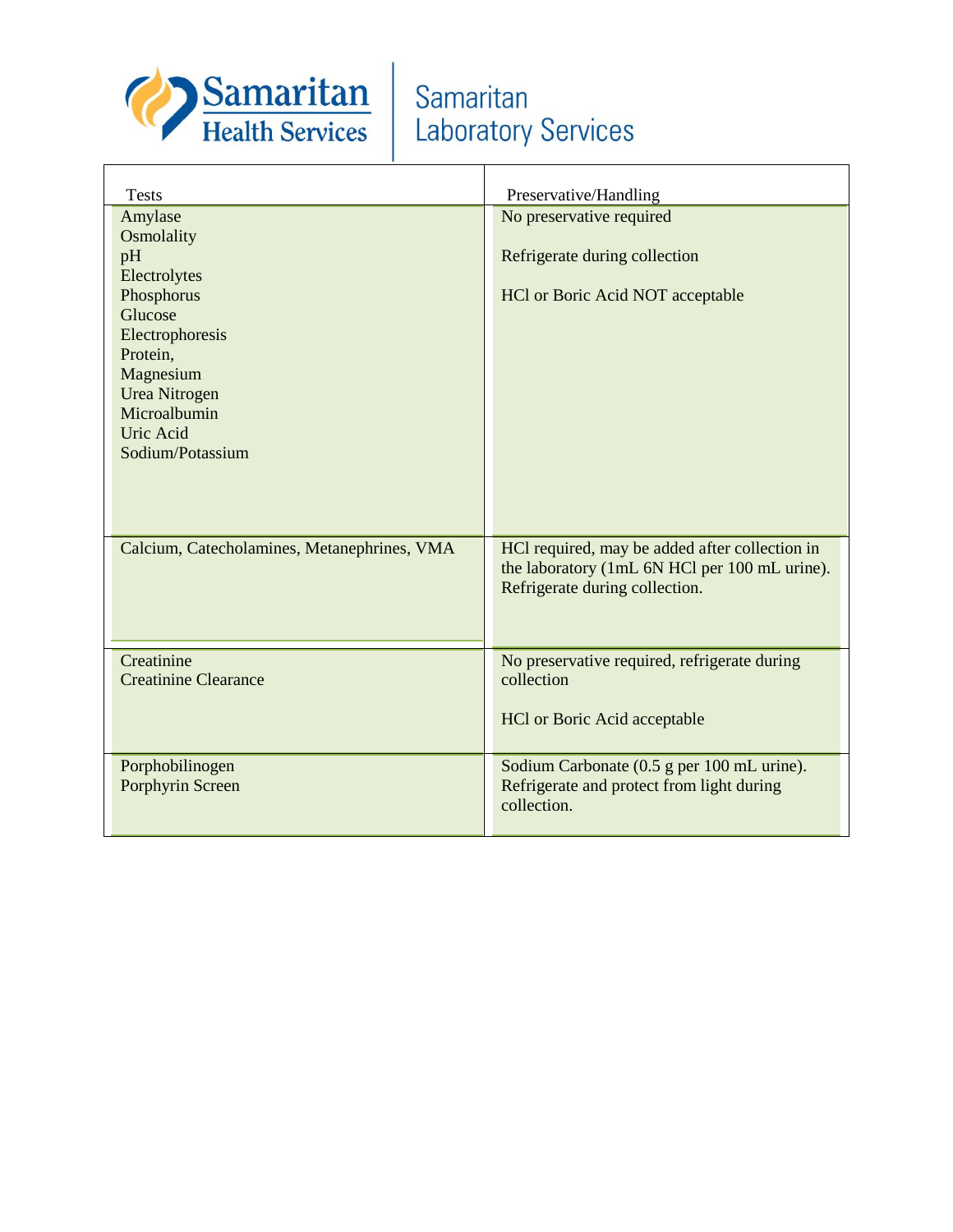| Tests | Preservative/Handling |
|---|---|
| Amylase<br>Osmolality<br>pH<br>Electrolytes<br>Phosphorus<br>Glucose<br>Electrophoresis<br>Protein,<br>Magnesium<br>Urea Nitrogen<br>Microalbumin<br>Uric Acid<br>Sodium/Potassium | No preservative required<br><br>Refrigerate during collection<br><br>HCl or Boric Acid NOT acceptable |
| Calcium, Catecholamines, Metanephrines, VMA | HCl required, may be added after collection in the laboratory (1mL 6N HCl per 100 mL urine). Refrigerate during collection. |
| Creatinine<br>Creatinine Clearance | No preservative required, refrigerate during collection<br><br>HCl or Boric Acid acceptable |
| Porphobilinogen<br>Porphyrin Screen | Sodium Carbonate (0.5 g per 100 mL urine). Refrigerate and protect from light during collection. |